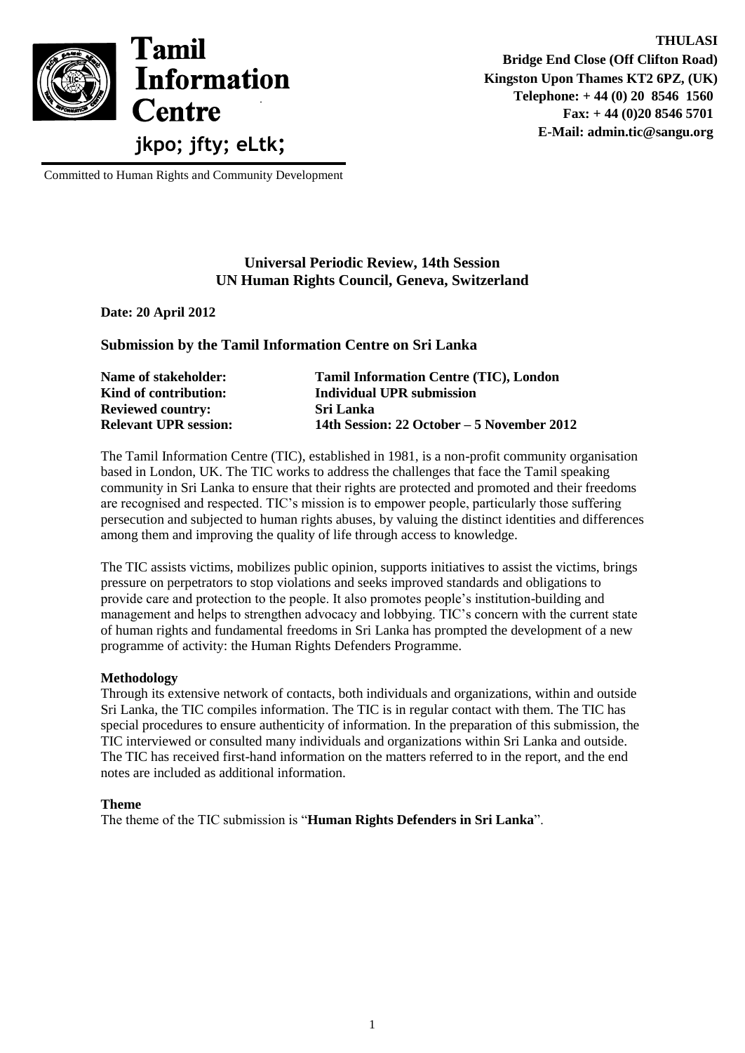**Tamil Information Centre**

jkpo; jfty; eLtk;

Committed to Human Rights and Community Development

**THULASI**
**Bridge End Close (Off Clifton Road)**
**Kingston Upon Thames KT2 6PZ, (UK)**
**Telephone: + 44 (0) 20 8546 1560**
**Fax: + 44 (0)20 8546 5701**
**E-Mail: admin.tic@sangu.org**

## Universal Periodic Review, 14th Session
## UN Human Rights Council, Geneva, Switzerland

**Date: 20 April 2012**

### Submission by the Tamil Information Centre on Sri Lanka

| | |
|---|---|
| **Name of stakeholder:** | **Tamil Information Centre (TIC), London** |
| **Kind of contribution:** | **Individual UPR submission** |
| **Reviewed country:** | **Sri Lanka** |
| **Relevant UPR session:** | **14th Session: 22 October – 5 November 2012** |

The Tamil Information Centre (TIC), established in 1981, is a non-profit community organisation based in London, UK. The TIC works to address the challenges that face the Tamil speaking community in Sri Lanka to ensure that their rights are protected and promoted and their freedoms are recognised and respected. TIC's mission is to empower people, particularly those suffering persecution and subjected to human rights abuses, by valuing the distinct identities and differences among them and improving the quality of life through access to knowledge.

The TIC assists victims, mobilizes public opinion, supports initiatives to assist the victims, brings pressure on perpetrators to stop violations and seeks improved standards and obligations to provide care and protection to the people. It also promotes people's institution-building and management and helps to strengthen advocacy and lobbying. TIC's concern with the current state of human rights and fundamental freedoms in Sri Lanka has prompted the development of a new programme of activity: the Human Rights Defenders Programme.

**Methodology**

Through its extensive network of contacts, both individuals and organizations, within and outside Sri Lanka, the TIC compiles information. The TIC is in regular contact with them. The TIC has special procedures to ensure authenticity of information. In the preparation of this submission, the TIC interviewed or consulted many individuals and organizations within Sri Lanka and outside. The TIC has received first-hand information on the matters referred to in the report, and the end notes are included as additional information.

**Theme**

The theme of the TIC submission is "**Human Rights Defenders in Sri Lanka**".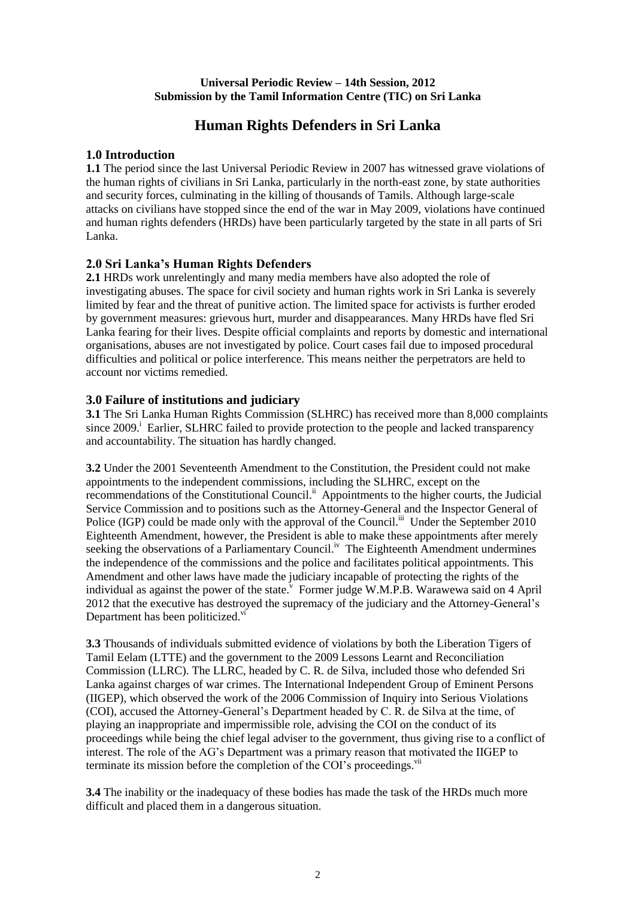**Universal Periodic Review – 14th Session, 2012**
**Submission by the Tamil Information Centre (TIC) on Sri Lanka**

# Human Rights Defenders in Sri Lanka

## 1.0 Introduction

**1.1** The period since the last Universal Periodic Review in 2007 has witnessed grave violations of the human rights of civilians in Sri Lanka, particularly in the north-east zone, by state authorities and security forces, culminating in the killing of thousands of Tamils. Although large-scale attacks on civilians have stopped since the end of the war in May 2009, violations have continued and human rights defenders (HRDs) have been particularly targeted by the state in all parts of Sri Lanka.

## 2.0 Sri Lanka's Human Rights Defenders

**2.1** HRDs work unrelentingly and many media members have also adopted the role of investigating abuses. The space for civil society and human rights work in Sri Lanka is severely limited by fear and the threat of punitive action. The limited space for activists is further eroded by government measures: grievous hurt, murder and disappearances. Many HRDs have fled Sri Lanka fearing for their lives. Despite official complaints and reports by domestic and international organisations, abuses are not investigated by police. Court cases fail due to imposed procedural difficulties and political or police interference. This means neither the perpetrators are held to account nor victims remedied.

## 3.0 Failure of institutions and judiciary

**3.1** The Sri Lanka Human Rights Commission (SLHRC) has received more than 8,000 complaints since 2009.[i] Earlier, SLHRC failed to provide protection to the people and lacked transparency and accountability. The situation has hardly changed.

**3.2** Under the 2001 Seventeenth Amendment to the Constitution, the President could not make appointments to the independent commissions, including the SLHRC, except on the recommendations of the Constitutional Council.[ii] Appointments to the higher courts, the Judicial Service Commission and to positions such as the Attorney-General and the Inspector General of Police (IGP) could be made only with the approval of the Council.[iii] Under the September 2010 Eighteenth Amendment, however, the President is able to make these appointments after merely seeking the observations of a Parliamentary Council.[iv] The Eighteenth Amendment undermines the independence of the commissions and the police and facilitates political appointments. This Amendment and other laws have made the judiciary incapable of protecting the rights of the individual as against the power of the state.[v] Former judge W.M.P.B. Warawewa said on 4 April 2012 that the executive has destroyed the supremacy of the judiciary and the Attorney-General's Department has been politicized.[vi]

**3.3** Thousands of individuals submitted evidence of violations by both the Liberation Tigers of Tamil Eelam (LTTE) and the government to the 2009 Lessons Learnt and Reconciliation Commission (LLRC). The LLRC, headed by C. R. de Silva, included those who defended Sri Lanka against charges of war crimes. The International Independent Group of Eminent Persons (IIGEP), which observed the work of the 2006 Commission of Inquiry into Serious Violations (COI), accused the Attorney-General's Department headed by C. R. de Silva at the time, of playing an inappropriate and impermissible role, advising the COI on the conduct of its proceedings while being the chief legal adviser to the government, thus giving rise to a conflict of interest. The role of the AG's Department was a primary reason that motivated the IIGEP to terminate its mission before the completion of the COI's proceedings.[vii]

**3.4** The inability or the inadequacy of these bodies has made the task of the HRDs much more difficult and placed them in a dangerous situation.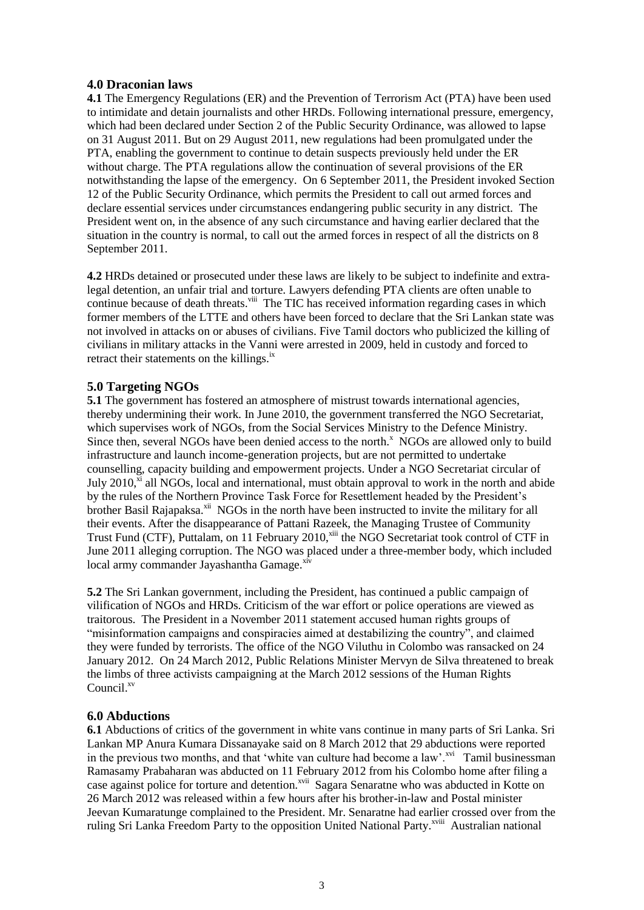## 4.0 Draconian laws

**4.1** The Emergency Regulations (ER) and the Prevention of Terrorism Act (PTA) have been used to intimidate and detain journalists and other HRDs. Following international pressure, emergency, which had been declared under Section 2 of the Public Security Ordinance, was allowed to lapse on 31 August 2011. But on 29 August 2011, new regulations had been promulgated under the PTA, enabling the government to continue to detain suspects previously held under the ER without charge. The PTA regulations allow the continuation of several provisions of the ER notwithstanding the lapse of the emergency. On 6 September 2011, the President invoked Section 12 of the Public Security Ordinance, which permits the President to call out armed forces and declare essential services under circumstances endangering public security in any district. The President went on, in the absence of any such circumstance and having earlier declared that the situation in the country is normal, to call out the armed forces in respect of all the districts on 8 September 2011.

**4.2** HRDs detained or prosecuted under these laws are likely to be subject to indefinite and extra-legal detention, an unfair trial and torture. Lawyers defending PTA clients are often unable to continue because of death threats.[viii] The TIC has received information regarding cases in which former members of the LTTE and others have been forced to declare that the Sri Lankan state was not involved in attacks on or abuses of civilians. Five Tamil doctors who publicized the killing of civilians in military attacks in the Vanni were arrested in 2009, held in custody and forced to retract their statements on the killings.[ix]

## 5.0 Targeting NGOs

**5.1** The government has fostered an atmosphere of mistrust towards international agencies, thereby undermining their work. In June 2010, the government transferred the NGO Secretariat, which supervises work of NGOs, from the Social Services Ministry to the Defence Ministry. Since then, several NGOs have been denied access to the north.[x] NGOs are allowed only to build infrastructure and launch income-generation projects, but are not permitted to undertake counselling, capacity building and empowerment projects. Under a NGO Secretariat circular of July 2010,[xi] all NGOs, local and international, must obtain approval to work in the north and abide by the rules of the Northern Province Task Force for Resettlement headed by the President's brother Basil Rajapaksa.[xii] NGOs in the north have been instructed to invite the military for all their events. After the disappearance of Pattani Razeek, the Managing Trustee of Community Trust Fund (CTF), Puttalam, on 11 February 2010,[xiii] the NGO Secretariat took control of CTF in June 2011 alleging corruption. The NGO was placed under a three-member body, which included local army commander Jayashantha Gamage.[xiv]

**5.2** The Sri Lankan government, including the President, has continued a public campaign of vilification of NGOs and HRDs. Criticism of the war effort or police operations are viewed as traitorous. The President in a November 2011 statement accused human rights groups of "misinformation campaigns and conspiracies aimed at destabilizing the country", and claimed they were funded by terrorists. The office of the NGO Viluthu in Colombo was ransacked on 24 January 2012. On 24 March 2012, Public Relations Minister Mervyn de Silva threatened to break the limbs of three activists campaigning at the March 2012 sessions of the Human Rights Council.[xv]

## 6.0 Abductions

**6.1** Abductions of critics of the government in white vans continue in many parts of Sri Lanka. Sri Lankan MP Anura Kumara Dissanayake said on 8 March 2012 that 29 abductions were reported in the previous two months, and that 'white van culture had become a law'.[xvi] Tamil businessman Ramasamy Prabaharan was abducted on 11 February 2012 from his Colombo home after filing a case against police for torture and detention.[xvii] Sagara Senaratne who was abducted in Kotte on 26 March 2012 was released within a few hours after his brother-in-law and Postal minister Jeevan Kumaratunge complained to the President. Mr. Senaratne had earlier crossed over from the ruling Sri Lanka Freedom Party to the opposition United National Party.[xviii] Australian national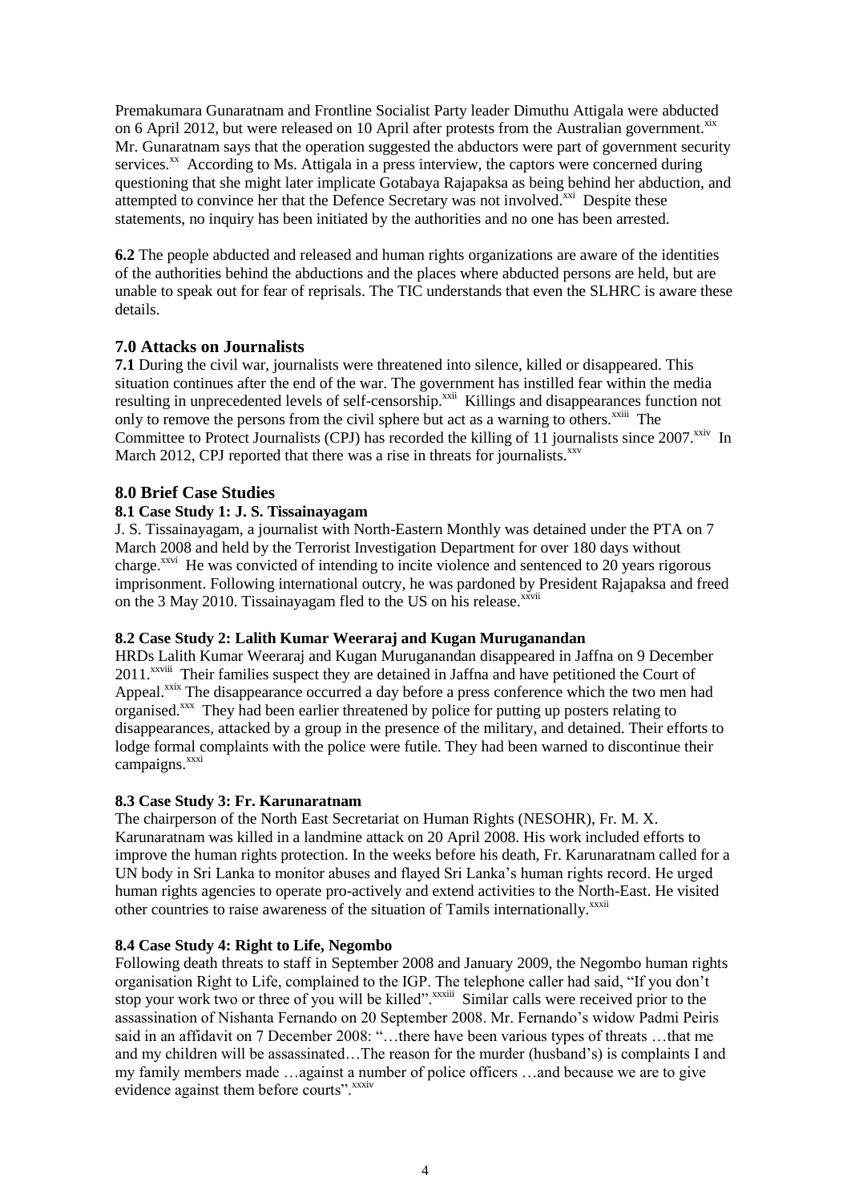Premakumara Gunaratnam and Frontline Socialist Party leader Dimuthu Attigala were abducted on 6 April 2012, but were released on 10 April after protests from the Australian government.[xix] Mr. Gunaratnam says that the operation suggested the abductors were part of government security services.[xx] According to Ms. Attigala in a press interview, the captors were concerned during questioning that she might later implicate Gotabaya Rajapaksa as being behind her abduction, and attempted to convince her that the Defence Secretary was not involved.[xxi] Despite these statements, no inquiry has been initiated by the authorities and no one has been arrested.

**6.2** The people abducted and released and human rights organizations are aware of the identities of the authorities behind the abductions and the places where abducted persons are held, but are unable to speak out for fear of reprisals. The TIC understands that even the SLHRC is aware these details.

## 7.0 Attacks on Journalists

**7.1** During the civil war, journalists were threatened into silence, killed or disappeared. This situation continues after the end of the war. The government has instilled fear within the media resulting in unprecedented levels of self-censorship.[xxii] Killings and disappearances function not only to remove the persons from the civil sphere but act as a warning to others.[xxiii] The Committee to Protect Journalists (CPJ) has recorded the killing of 11 journalists since 2007.[xxiv] In March 2012, CPJ reported that there was a rise in threats for journalists.[xxv]

## 8.0 Brief Case Studies

### 8.1 Case Study 1: J. S. Tissainayagam

J. S. Tissainayagam, a journalist with North-Eastern Monthly was detained under the PTA on 7 March 2008 and held by the Terrorist Investigation Department for over 180 days without charge.[xxvi] He was convicted of intending to incite violence and sentenced to 20 years rigorous imprisonment. Following international outcry, he was pardoned by President Rajapaksa and freed on the 3 May 2010. Tissainayagam fled to the US on his release.[xxvii]

### 8.2 Case Study 2: Lalith Kumar Weeraraj and Kugan Muruganandan

HRDs Lalith Kumar Weeraraj and Kugan Muruganandan disappeared in Jaffna on 9 December 2011.[xxviii] Their families suspect they are detained in Jaffna and have petitioned the Court of Appeal.[xxix] The disappearance occurred a day before a press conference which the two men had organised.[xxx] They had been earlier threatened by police for putting up posters relating to disappearances, attacked by a group in the presence of the military, and detained. Their efforts to lodge formal complaints with the police were futile. They had been warned to discontinue their campaigns.[xxxi]

### 8.3 Case Study 3: Fr. Karunaratnam

The chairperson of the North East Secretariat on Human Rights (NESOHR), Fr. M. X. Karunaratnam was killed in a landmine attack on 20 April 2008. His work included efforts to improve the human rights protection. In the weeks before his death, Fr. Karunaratnam called for a UN body in Sri Lanka to monitor abuses and flayed Sri Lanka's human rights record. He urged human rights agencies to operate pro-actively and extend activities to the North-East. He visited other countries to raise awareness of the situation of Tamils internationally.[xxxii]

### 8.4 Case Study 4: Right to Life, Negombo

Following death threats to staff in September 2008 and January 2009, the Negombo human rights organisation Right to Life, complained to the IGP. The telephone caller had said, "If you don't stop your work two or three of you will be killed".[xxxiii] Similar calls were received prior to the assassination of Nishanta Fernando on 20 September 2008. Mr. Fernando's widow Padmi Peiris said in an affidavit on 7 December 2008: "…there have been various types of threats …that me and my children will be assassinated…The reason for the murder (husband's) is complaints I and my family members made …against a number of police officers …and because we are to give evidence against them before courts".[xxxiv]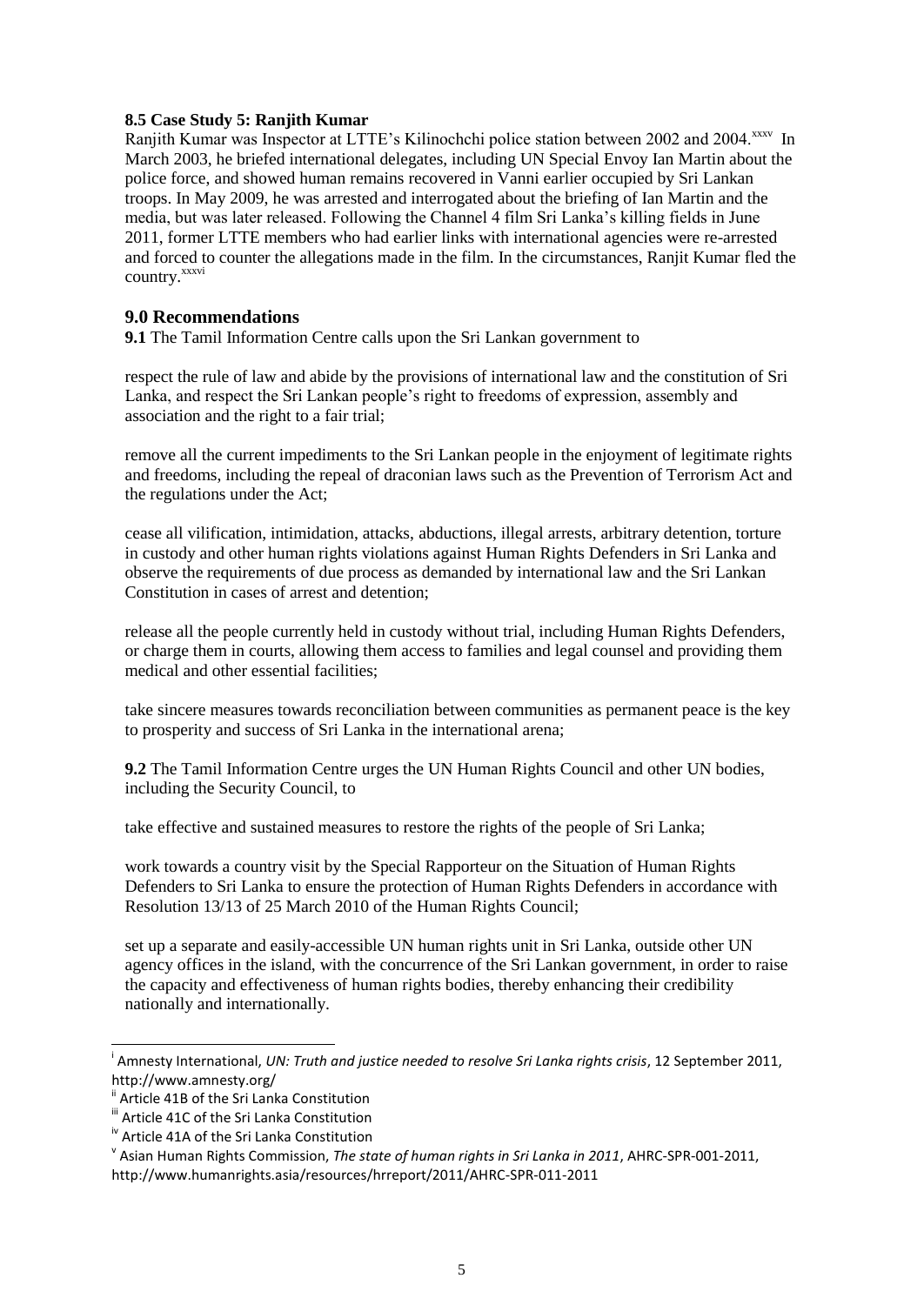### 8.5 Case Study 5: Ranjith Kumar

Ranjith Kumar was Inspector at LTTE's Kilinochchi police station between 2002 and 2004.[xxxv] In March 2003, he briefed international delegates, including UN Special Envoy Ian Martin about the police force, and showed human remains recovered in Vanni earlier occupied by Sri Lankan troops. In May 2009, he was arrested and interrogated about the briefing of Ian Martin and the media, but was later released. Following the Channel 4 film Sri Lanka's killing fields in June 2011, former LTTE members who had earlier links with international agencies were re-arrested and forced to counter the allegations made in the film. In the circumstances, Ranjit Kumar fled the country.[xxxvi]

## 9.0 Recommendations

**9.1** The Tamil Information Centre calls upon the Sri Lankan government to

respect the rule of law and abide by the provisions of international law and the constitution of Sri Lanka, and respect the Sri Lankan people's right to freedoms of expression, assembly and association and the right to a fair trial;

remove all the current impediments to the Sri Lankan people in the enjoyment of legitimate rights and freedoms, including the repeal of draconian laws such as the Prevention of Terrorism Act and the regulations under the Act;

cease all vilification, intimidation, attacks, abductions, illegal arrests, arbitrary detention, torture in custody and other human rights violations against Human Rights Defenders in Sri Lanka and observe the requirements of due process as demanded by international law and the Sri Lankan Constitution in cases of arrest and detention;

release all the people currently held in custody without trial, including Human Rights Defenders, or charge them in courts, allowing them access to families and legal counsel and providing them medical and other essential facilities;

take sincere measures towards reconciliation between communities as permanent peace is the key to prosperity and success of Sri Lanka in the international arena;

**9.2** The Tamil Information Centre urges the UN Human Rights Council and other UN bodies, including the Security Council, to

take effective and sustained measures to restore the rights of the people of Sri Lanka;

work towards a country visit by the Special Rapporteur on the Situation of Human Rights Defenders to Sri Lanka to ensure the protection of Human Rights Defenders in accordance with Resolution 13/13 of 25 March 2010 of the Human Rights Council;

set up a separate and easily-accessible UN human rights unit in Sri Lanka, outside other UN agency offices in the island, with the concurrence of the Sri Lankan government, in order to raise the capacity and effectiveness of human rights bodies, thereby enhancing their credibility nationally and internationally.

---

[i] Amnesty International, *UN: Truth and justice needed to resolve Sri Lanka rights crisis*, 12 September 2011, http://www.amnesty.org/

[ii] Article 41B of the Sri Lanka Constitution

[iii] Article 41C of the Sri Lanka Constitution

[iv] Article 41A of the Sri Lanka Constitution

[v] Asian Human Rights Commission, *The state of human rights in Sri Lanka in 2011*, AHRC-SPR-001-2011, http://www.humanrights.asia/resources/hrreport/2011/AHRC-SPR-011-2011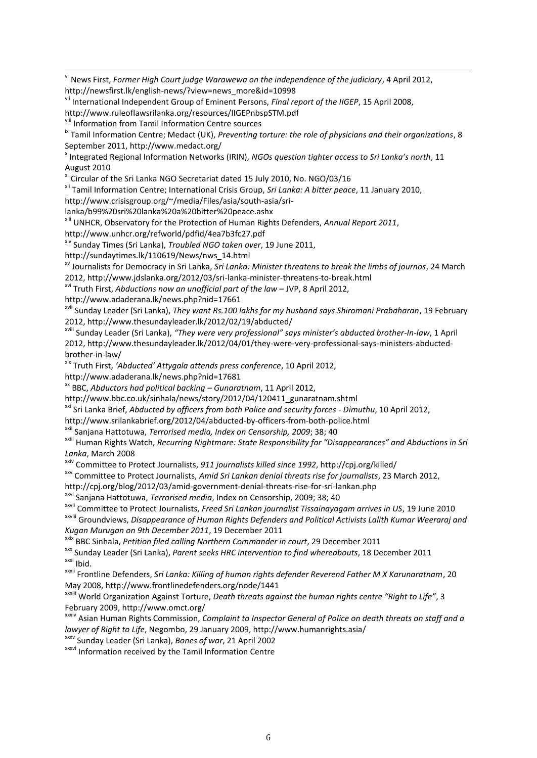[vi] News First, *Former High Court judge Warawewa on the independence of the judiciary*, 4 April 2012, http://newsfirst.lk/english-news/?view=news_more&id=10998

[vii] International Independent Group of Eminent Persons, *Final report of the IIGEP*, 15 April 2008, http://www.ruleoflawsrilanka.org/resources/IIGEPnbspSTM.pdf

[viii] Information from Tamil Information Centre sources

[ix] Tamil Information Centre; Medact (UK), *Preventing torture: the role of physicians and their organizations*, 8 September 2011, http://www.medact.org/

[x] Integrated Regional Information Networks (IRIN), *NGOs question tighter access to Sri Lanka's north*, 11 August 2010

[xi] Circular of the Sri Lanka NGO Secretariat dated 15 July 2010, No. NGO/03/16

[xii] Tamil Information Centre; International Crisis Group, *Sri Lanka: A bitter peace*, 11 January 2010, http://www.crisisgroup.org/~/media/Files/asia/south-asia/sri-lanka/b99%20sri%20lanka%20a%20bitter%20peace.ashx

[xiii] UNHCR, Observatory for the Protection of Human Rights Defenders, *Annual Report 2011*, http://www.unhcr.org/refworld/pdfid/4ea7b3fc27.pdf

[xiv] Sunday Times (Sri Lanka), *Troubled NGO taken over*, 19 June 2011, http://sundaytimes.lk/110619/News/nws_14.html

[xv] Journalists for Democracy in Sri Lanka, *Sri Lanka: Minister threatens to break the limbs of journos*, 24 March 2012, http://www.jdslanka.org/2012/03/sri-lanka-minister-threatens-to-break.html

[xvi] Truth First, *Abductions now an unofficial part of the law* – JVP, 8 April 2012, http://www.adaderana.lk/news.php?nid=17661

[xvii] Sunday Leader (Sri Lanka), *They want Rs.100 lakhs for my husband says Shiromani Prabaharan*, 19 February 2012, http://www.thesundayleader.lk/2012/02/19/abducted/

[xviii] Sunday Leader (Sri Lanka), *"They were very professional" says minister's abducted brother-In-law*, 1 April 2012, http://www.thesundayleader.lk/2012/04/01/they-were-very-professional-says-ministers-abducted-brother-in-law/

[xix] Truth First, *'Abducted' Attygala attends press conference*, 10 April 2012, http://www.adaderana.lk/news.php?nid=17681

[xx] BBC, *Abductors had political backing – Gunaratnam*, 11 April 2012, http://www.bbc.co.uk/sinhala/news/story/2012/04/120411_gunaratnam.shtml

[xxi] Sri Lanka Brief, *Abducted by officers from both Police and security forces - Dimuthu*, 10 April 2012, http://www.srilankabrief.org/2012/04/abducted-by-officers-from-both-police.html

[xxii] Sanjana Hattotuwa, *Terrorised media, Index on Censorship, 2009*; 38; 40

[xxiii] Human Rights Watch, *Recurring Nightmare: State Responsibility for "Disappearances" and Abductions in Sri Lanka*, March 2008

[xxiv] Committee to Protect Journalists, *911 journalists killed since 1992*, http://cpj.org/killed/

[xxv] Committee to Protect Journalists, *Amid Sri Lankan denial threats rise for journalists*, 23 March 2012, http://cpj.org/blog/2012/03/amid-government-denial-threats-rise-for-sri-lankan.php

[xxvi] Sanjana Hattotuwa, *Terrorised media*, Index on Censorship, 2009; 38; 40

[xxvii] Committee to Protect Journalists, *Freed Sri Lankan journalist Tissainayagam arrives in US*, 19 June 2010

[xxviii] Groundviews, *Disappearance of Human Rights Defenders and Political Activists Lalith Kumar Weeraraj and Kugan Murugan on 9th December 2011*, 19 December 2011

[xxix] BBC Sinhala, *Petition filed calling Northern Commander in court*, 29 December 2011

[xxx] Sunday Leader (Sri Lanka), *Parent seeks HRC intervention to find whereabouts*, 18 December 2011

[xxxi] Ibid.

[xxxii] Frontline Defenders, *Sri Lanka: Killing of human rights defender Reverend Father M X Karunaratnam*, 20 May 2008, http://www.frontlinedefenders.org/node/1441

[xxxiii] World Organization Against Torture, *Death threats against the human rights centre "Right to Life"*, 3 February 2009, http://www.omct.org/

[xxxiv] Asian Human Rights Commission, *Complaint to Inspector General of Police on death threats on staff and a lawyer of Right to Life*, Negombo, 29 January 2009, http://www.humanrights.asia/

[xxxv] Sunday Leader (Sri Lanka), *Bones of war*, 21 April 2002

[xxxvi] Information received by the Tamil Information Centre